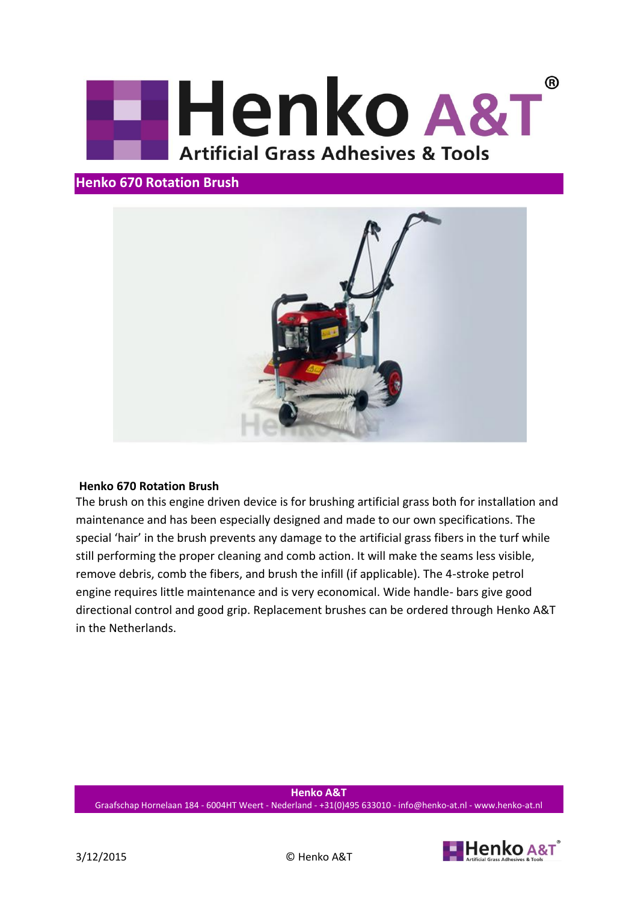# Henko A&T®

Artificial Grass Adhesives & Tools

## Henko 670 Rotation Brush

**Henko 670 Rotation Brush**

The brush on this engine driven device is for brushing artificial grass both for installation and maintenance and has been especially designed and made to our own specifications. The special 'hair' in the brush prevents any damage to the artificial grass fibers in the turf while still performing the proper cleaning and comb action. It will make the seams less visible, remove debris, comb the fibers, and brush the infill (if applicable). The 4-stroke petrol engine requires little maintenance and is very economical. Wide handle- bars give good directional control and good grip. Replacement brushes can be ordered through Henko A&T in the Netherlands.

**Henko A&T**

Graafschap Hornelaan 184 - 6004HT Weert - Nederland - +31(0)495 633010 - info@henko-at.nl - www.henko-at.nl

3/12/2015 © Henko A&T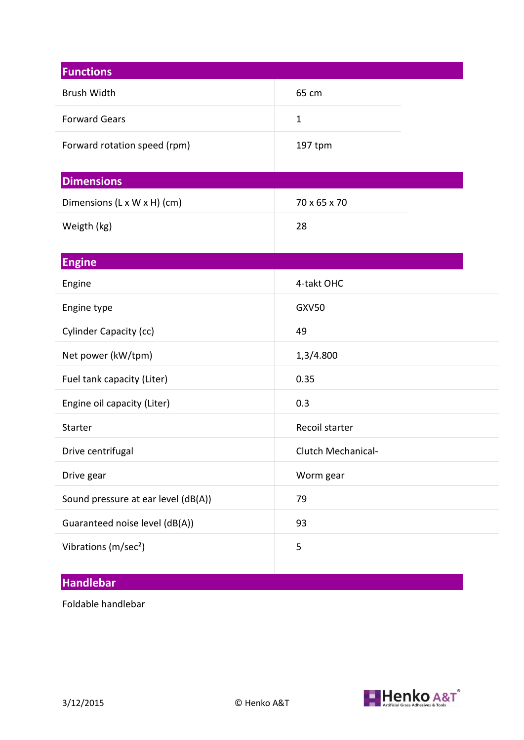## Functions

| | |
|---|---|
| Brush Width | 65 cm |
| Forward Gears | 1 |
| Forward rotation speed (rpm) | 197 tpm |

## Dimensions

| | |
|---|---|
| Dimensions (L x W x H) (cm) | 70 x 65 x 70 |
| Weigth (kg) | 28 |

## Engine

| | |
|---|---|
| Engine | 4-takt OHC |
| Engine type | GXV50 |
| Cylinder Capacity (cc) | 49 |
| Net power (kW/tpm) | 1,3/4.800 |
| Fuel tank capacity (Liter) | 0.35 |
| Engine oil capacity (Liter) | 0.3 |
| Starter | Recoil starter |
| Drive centrifugal | Clutch Mechanical- |
| Drive gear | Worm gear |
| Sound pressure at ear level (dB(A)) | 79 |
| Guaranteed noise level (dB(A)) | 93 |
| Vibrations (m/sec²) | 5 |

## Handlebar

Foldable handlebar

3/12/2015 © Henko A&T